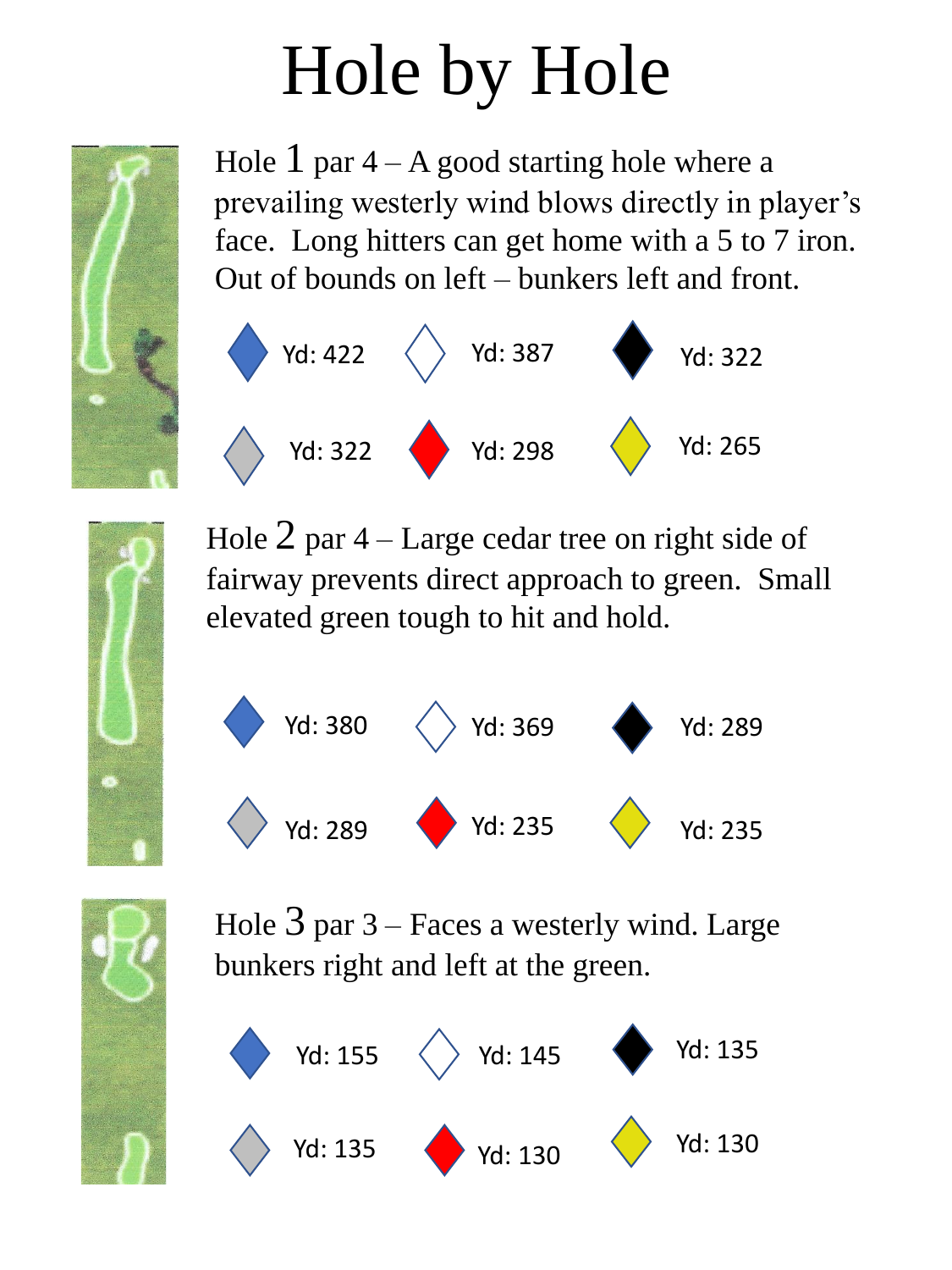# Hole by Hole

Hole 1 par 4 – A good starting hole where a prevailing westerly wind blows directly in player's face. Long hitters can get home with a 5 to 7 iron. Out of bounds on left – bunkers left and front.

| Tee | Yd |
| --- | --- |
| Blue | 422 |
| White | 387 |
| Black | 322 |
| Gray | 322 |
| Red | 298 |
| Yellow | 265 |

Hole 2 par 4 – Large cedar tree on right side of fairway prevents direct approach to green. Small elevated green tough to hit and hold.

| Tee | Yd |
| --- | --- |
| Blue | 380 |
| White | 369 |
| Black | 289 |
| Gray | 289 |
| Red | 235 |
| Yellow | 235 |

Hole 3 par 3 – Faces a westerly wind. Large bunkers right and left at the green.

| Tee | Yd |
| --- | --- |
| Blue | 155 |
| White | 145 |
| Black | 135 |
| Gray | 135 |
| Red | 130 |
| Yellow | 130 |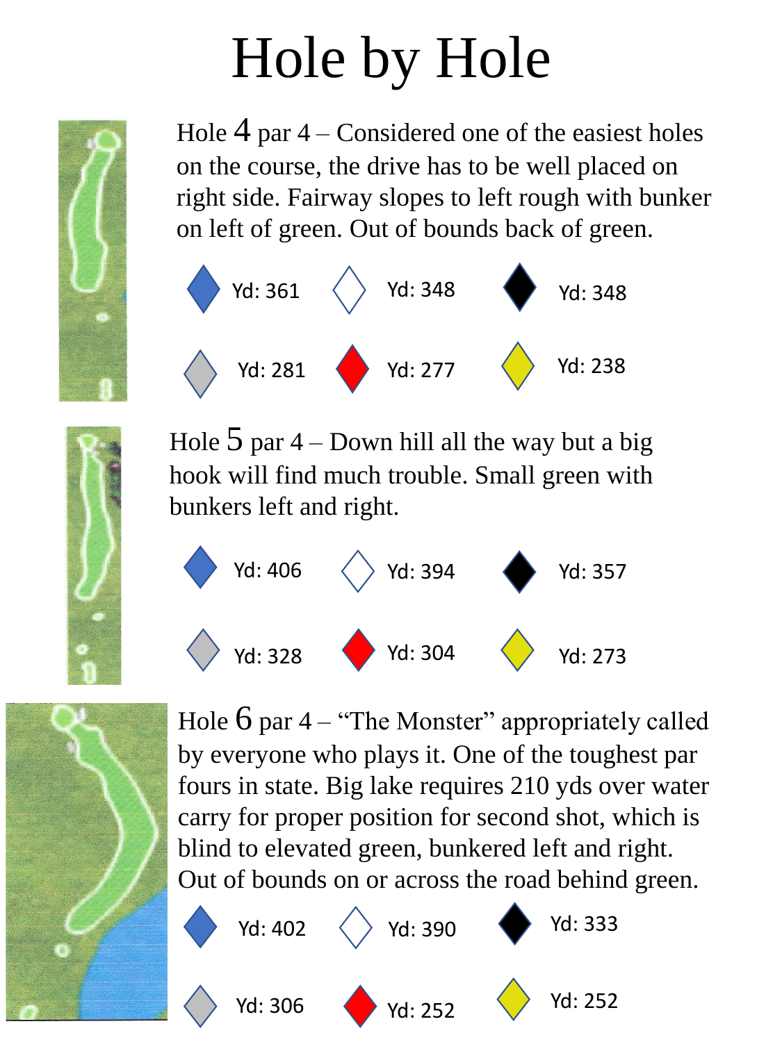# Hole by Hole

Hole 4 par 4 – Considered one of the easiest holes on the course, the drive has to be well placed on right side. Fairway slopes to left rough with bunker on left of green. Out of bounds back of green.

| Blue | White | Black |
| --- | --- | --- |
| Yd: 361 | Yd: 348 | Yd: 348 |

| Silver | Red | Yellow |
| --- | --- | --- |
| Yd: 281 | Yd: 277 | Yd: 238 |

Hole 5 par 4 – Down hill all the way but a big hook will find much trouble. Small green with bunkers left and right.

| Blue | White | Black |
| --- | --- | --- |
| Yd: 406 | Yd: 394 | Yd: 357 |

| Silver | Red | Yellow |
| --- | --- | --- |
| Yd: 328 | Yd: 304 | Yd: 273 |

Hole 6 par 4 – "The Monster" appropriately called by everyone who plays it. One of the toughest par fours in state. Big lake requires 210 yds over water carry for proper position for second shot, which is blind to elevated green, bunkered left and right. Out of bounds on or across the road behind green.

| Blue | White | Black |
| --- | --- | --- |
| Yd: 402 | Yd: 390 | Yd: 333 |

| Silver | Red | Yellow |
| --- | --- | --- |
| Yd: 306 | Yd: 252 | Yd: 252 |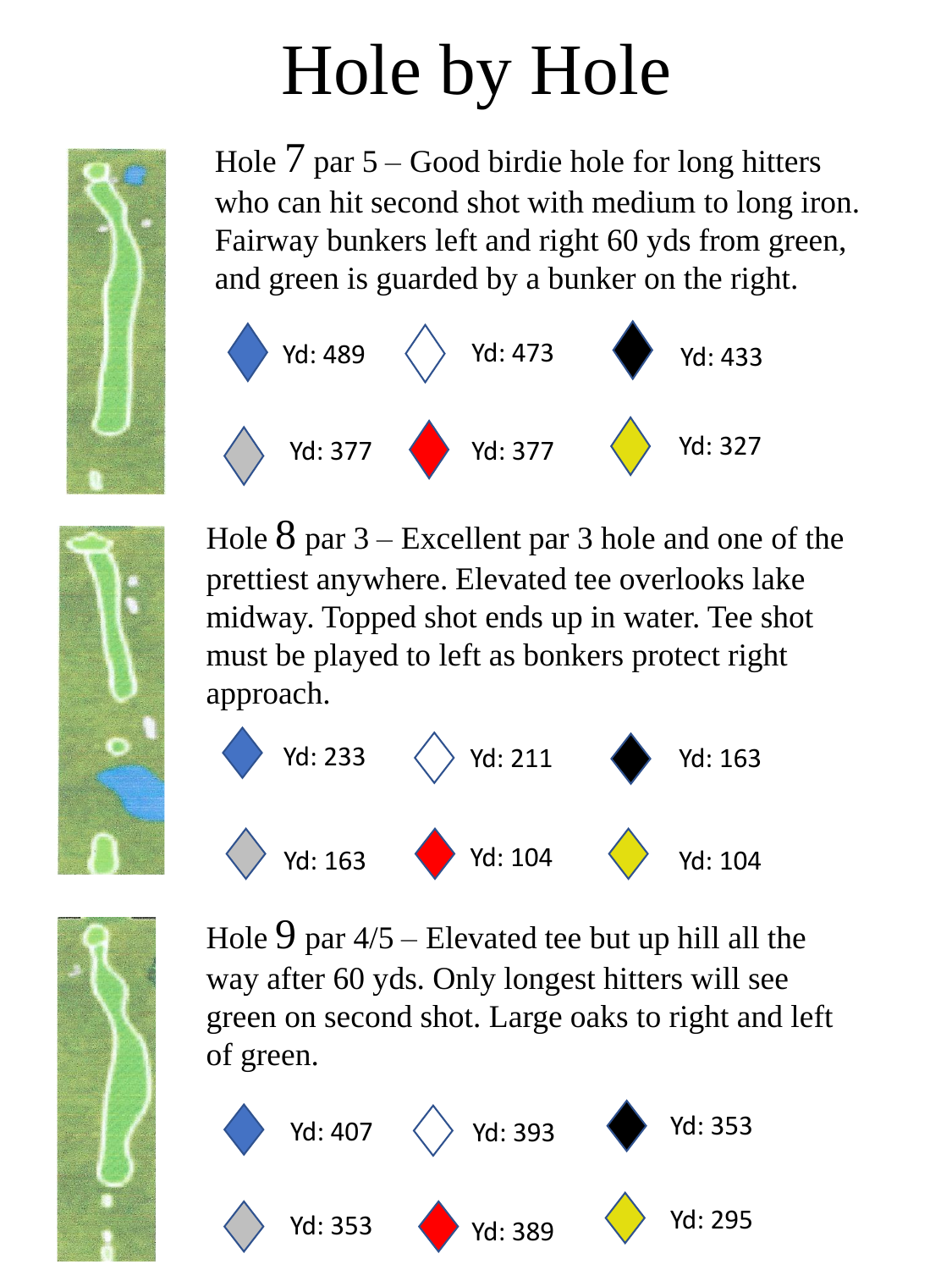# Hole by Hole

Hole 7 par 5 – Good birdie hole for long hitters who can hit second shot with medium to long iron. Fairway bunkers left and right 60 yds from green, and green is guarded by a bunker on the right.

| Tee | Yardage |
|---|---|
| Blue | Yd: 489 |
| White | Yd: 473 |
| Black | Yd: 433 |
| Gray | Yd: 377 |
| Red | Yd: 377 |
| Yellow | Yd: 327 |

Hole 8 par 3 – Excellent par 3 hole and one of the prettiest anywhere. Elevated tee overlooks lake midway. Topped shot ends up in water. Tee shot must be played to left as bonkers protect right approach.

| Tee | Yardage |
|---|---|
| Blue | Yd: 233 |
| White | Yd: 211 |
| Black | Yd: 163 |
| Gray | Yd: 163 |
| Red | Yd: 104 |
| Yellow | Yd: 104 |

Hole 9 par 4/5 – Elevated tee but up hill all the way after 60 yds. Only longest hitters will see green on second shot. Large oaks to right and left of green.

| Tee | Yardage |
|---|---|
| Blue | Yd: 407 |
| White | Yd: 393 |
| Black | Yd: 353 |
| Gray | Yd: 353 |
| Red | Yd: 389 |
| Yellow | Yd: 295 |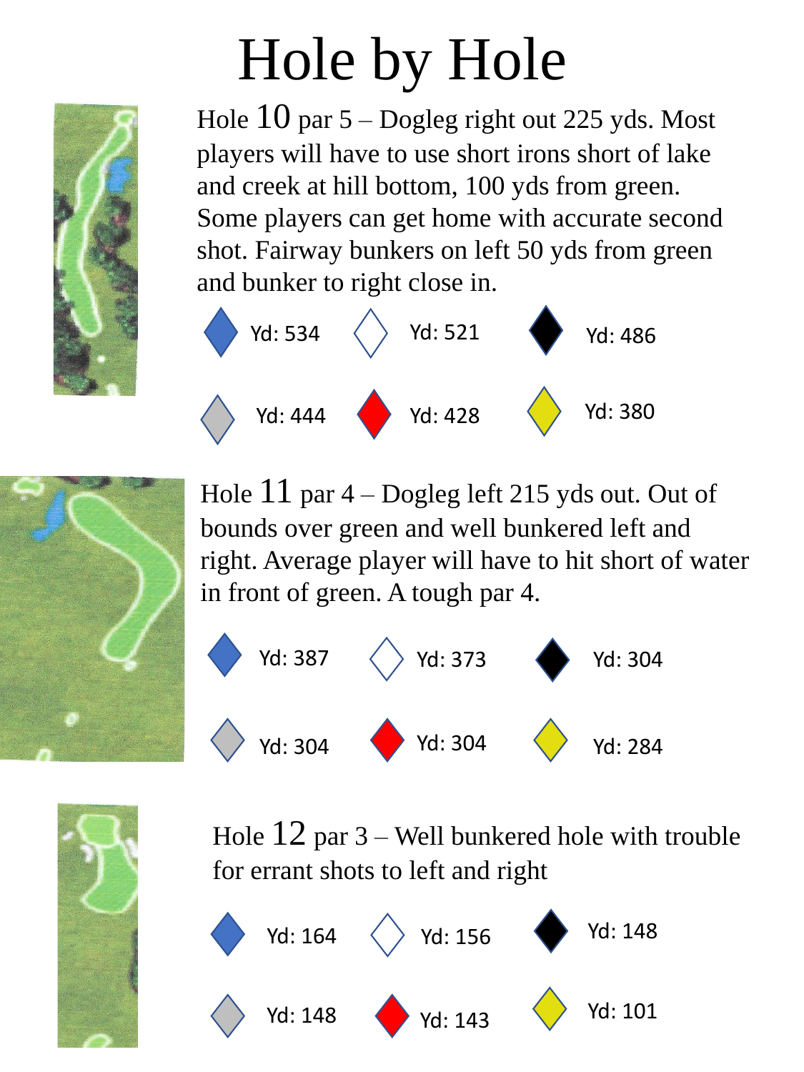# Hole by Hole

Hole 10 par 5 – Dogleg right out 225 yds. Most players will have to use short irons short of lake and creek at hill bottom, 100 yds from green. Some players can get home with accurate second shot. Fairway bunkers on left 50 yds from green and bunker to right close in.

| Tee | Yardage |
|---|---|
| Blue | Yd: 534 |
| White | Yd: 521 |
| Black | Yd: 486 |
| Silver | Yd: 444 |
| Red | Yd: 428 |
| Yellow | Yd: 380 |

Hole 11 par 4 – Dogleg left 215 yds out. Out of bounds over green and well bunkered left and right. Average player will have to hit short of water in front of green. A tough par 4.

| Tee | Yardage |
|---|---|
| Blue | Yd: 387 |
| White | Yd: 373 |
| Black | Yd: 304 |
| Silver | Yd: 304 |
| Red | Yd: 304 |
| Yellow | Yd: 284 |

Hole 12 par 3 – Well bunkered hole with trouble for errant shots to left and right

| Tee | Yardage |
|---|---|
| Blue | Yd: 164 |
| White | Yd: 156 |
| Black | Yd: 148 |
| Silver | Yd: 148 |
| Red | Yd: 143 |
| Yellow | Yd: 101 |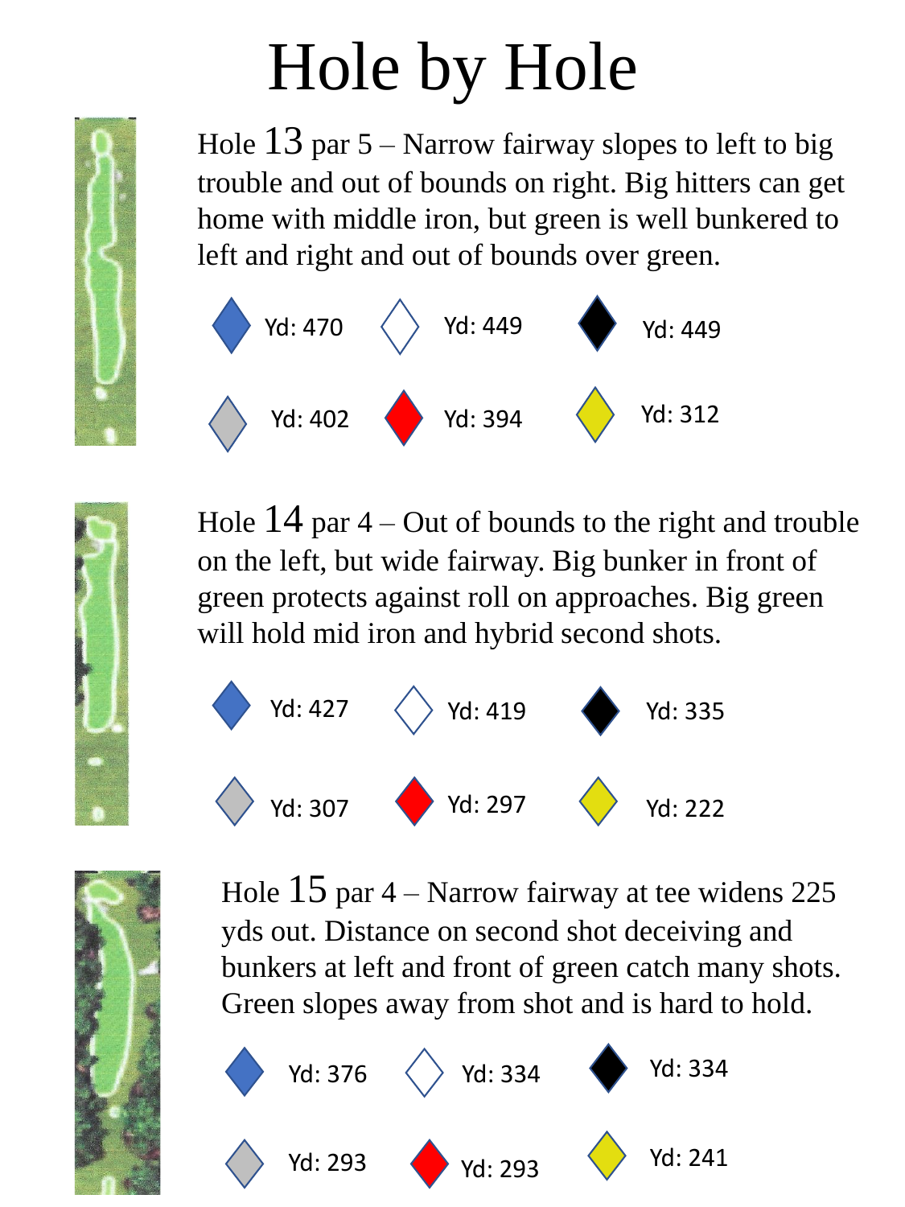# Hole by Hole

Hole 13 par 5 – Narrow fairway slopes to left to big trouble and out of bounds on right. Big hitters can get home with middle iron, but green is well bunkered to left and right and out of bounds over green.

| | | |
|---|---|---|
| Yd: 470 | Yd: 449 | Yd: 449 |
| Yd: 402 | Yd: 394 | Yd: 312 |

Hole 14 par 4 – Out of bounds to the right and trouble on the left, but wide fairway. Big bunker in front of green protects against roll on approaches. Big green will hold mid iron and hybrid second shots.

| | | |
|---|---|---|
| Yd: 427 | Yd: 419 | Yd: 335 |
| Yd: 307 | Yd: 297 | Yd: 222 |

Hole 15 par 4 – Narrow fairway at tee widens 225 yds out. Distance on second shot deceiving and bunkers at left and front of green catch many shots. Green slopes away from shot and is hard to hold.

| | | |
|---|---|---|
| Yd: 376 | Yd: 334 | Yd: 334 |
| Yd: 293 | Yd: 293 | Yd: 241 |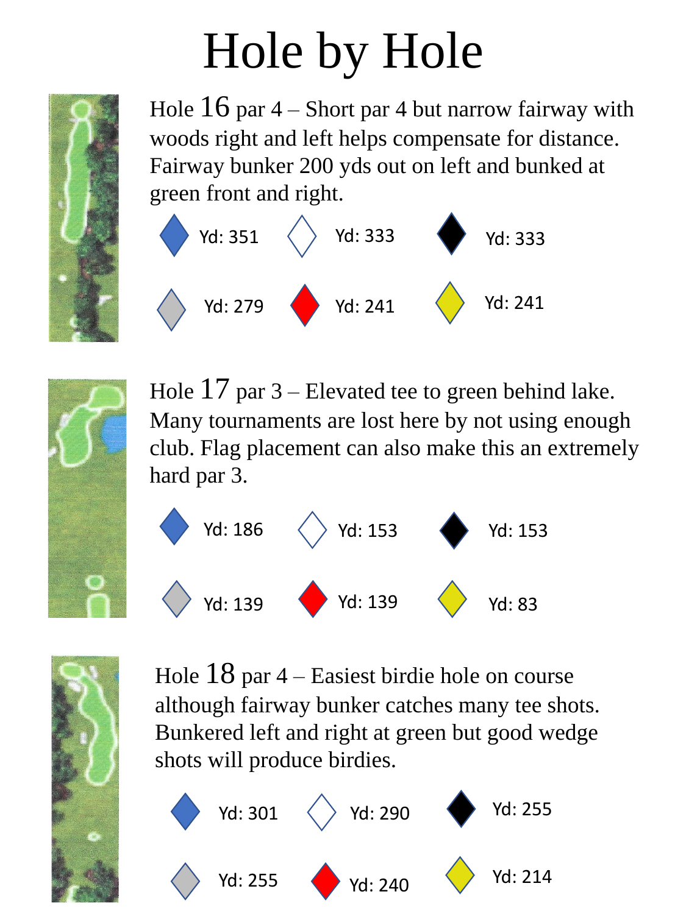# Hole by Hole

Hole 16 par 4 – Short par 4 but narrow fairway with woods right and left helps compensate for distance. Fairway bunker 200 yds out on left and bunked at green front and right.

| | | |
|---|---|---|
| Yd: 351 | Yd: 333 | Yd: 333 |
| Yd: 279 | Yd: 241 | Yd: 241 |

Hole 17 par 3 – Elevated tee to green behind lake. Many tournaments are lost here by not using enough club. Flag placement can also make this an extremely hard par 3.

| | | |
|---|---|---|
| Yd: 186 | Yd: 153 | Yd: 153 |
| Yd: 139 | Yd: 139 | Yd: 83 |

Hole 18 par 4 – Easiest birdie hole on course although fairway bunker catches many tee shots. Bunkered left and right at green but good wedge shots will produce birdies.

| | | |
|---|---|---|
| Yd: 301 | Yd: 290 | Yd: 255 |
| Yd: 255 | Yd: 240 | Yd: 214 |